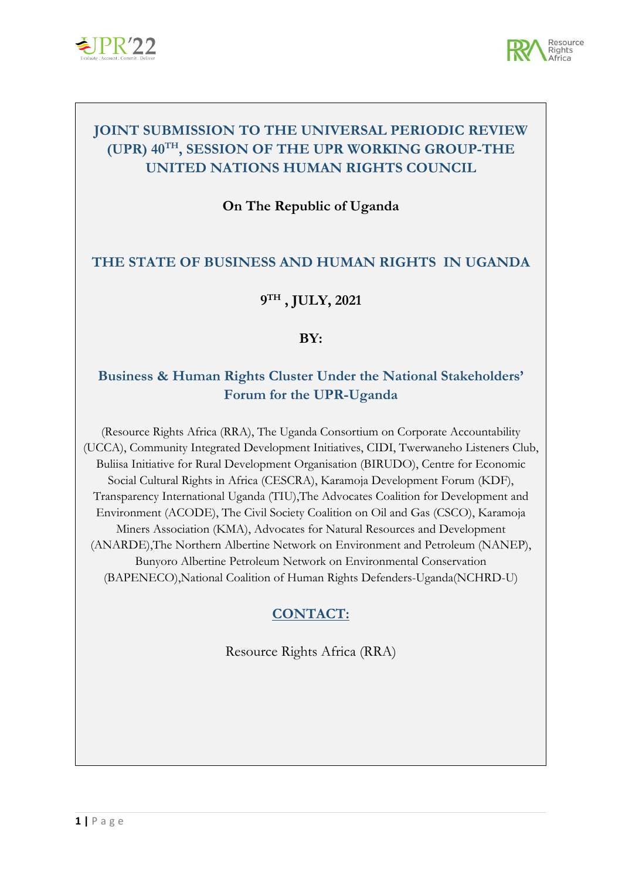# JOINT SUBMISSION TO THE UNIVERSAL PERIODIC REVIEW (UPR) 40TH, SESSION OF THE UPR WORKING GROUP-THE UNITED NATIONS HUMAN RIGHTS COUNCIL

**On The Republic of Uganda**

## THE STATE OF BUSINESS AND HUMAN RIGHTS IN UGANDA

**9TH , JULY, 2021**

**BY:**

### Business & Human Rights Cluster Under the National Stakeholders' Forum for the UPR-Uganda

(Resource Rights Africa (RRA), The Uganda Consortium on Corporate Accountability (UCCA), Community Integrated Development Initiatives, CIDI, Twerwaneho Listeners Club, Buliisa Initiative for Rural Development Organisation (BIRUDO), Centre for Economic Social Cultural Rights in Africa (CESCRA), Karamoja Development Forum (KDF), Transparency International Uganda (TIU),The Advocates Coalition for Development and Environment (ACODE), The Civil Society Coalition on Oil and Gas (CSCO), Karamoja Miners Association (KMA), Advocates for Natural Resources and Development (ANARDE),The Northern Albertine Network on Environment and Petroleum (NANEP), Bunyoro Albertine Petroleum Network on Environmental Conservation (BAPENECO),National Coalition of Human Rights Defenders-Uganda(NCHRD-U)

## CONTACT:

Resource Rights Africa (RRA)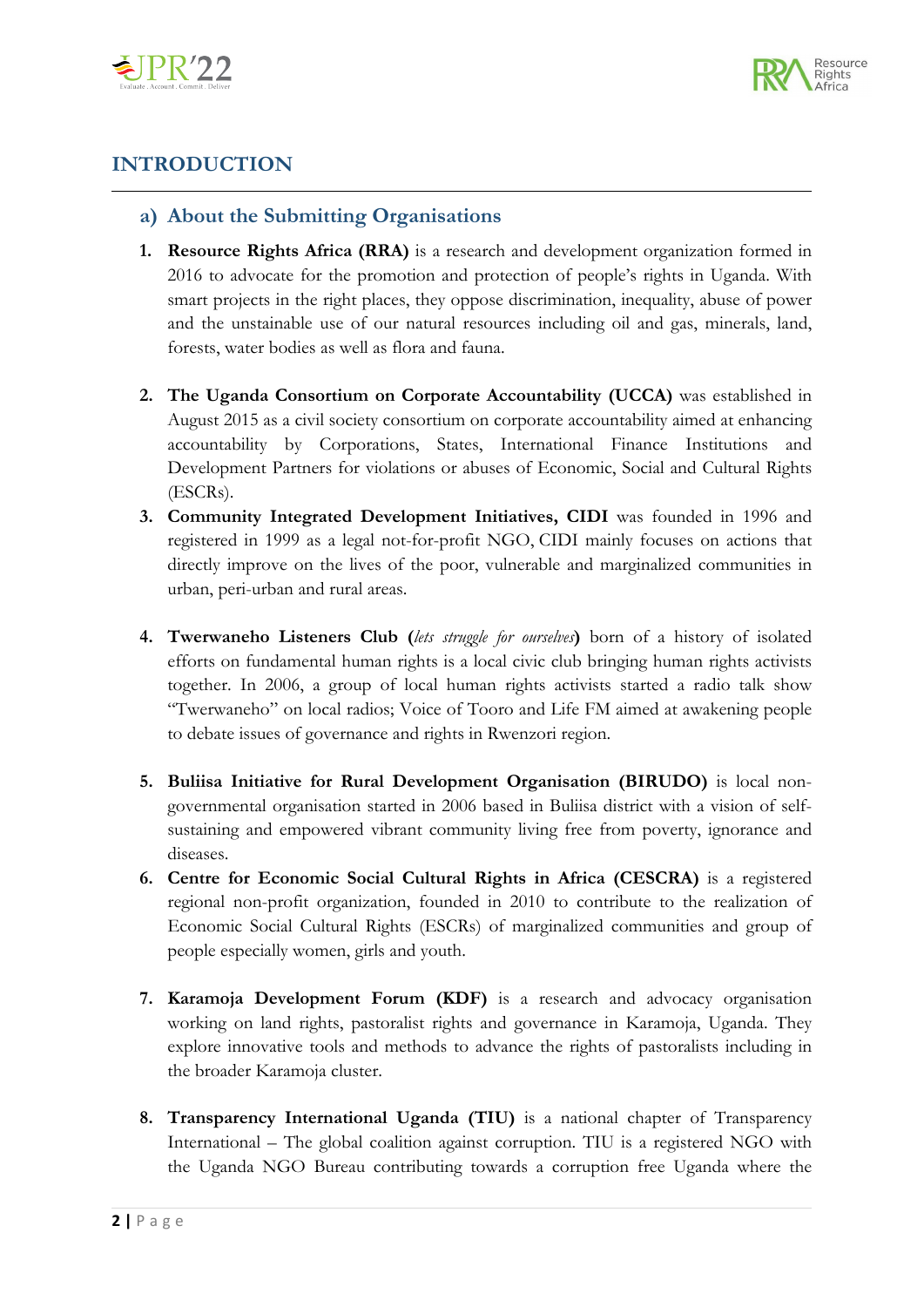# INTRODUCTION

## a) About the Submitting Organisations

1. **Resource Rights Africa (RRA)** is a research and development organization formed in 2016 to advocate for the promotion and protection of people's rights in Uganda. With smart projects in the right places, they oppose discrimination, inequality, abuse of power and the unstainable use of our natural resources including oil and gas, minerals, land, forests, water bodies as well as flora and fauna.

2. **The Uganda Consortium on Corporate Accountability (UCCA)** was established in August 2015 as a civil society consortium on corporate accountability aimed at enhancing accountability by Corporations, States, International Finance Institutions and Development Partners for violations or abuses of Economic, Social and Cultural Rights (ESCRs).

3. **Community Integrated Development Initiatives, CIDI** was founded in 1996 and registered in 1999 as a legal not-for-profit NGO, CIDI mainly focuses on actions that directly improve on the lives of the poor, vulnerable and marginalized communities in urban, peri-urban and rural areas.

4. **Twerwaneho Listeners Club (***lets struggle for ourselves***)** born of a history of isolated efforts on fundamental human rights is a local civic club bringing human rights activists together. In 2006, a group of local human rights activists started a radio talk show "Twerwaneho" on local radios; Voice of Tooro and Life FM aimed at awakening people to debate issues of governance and rights in Rwenzori region.

5. **Buliisa Initiative for Rural Development Organisation (BIRUDO)** is local non-governmental organisation started in 2006 based in Buliisa district with a vision of self-sustaining and empowered vibrant community living free from poverty, ignorance and diseases.

6. **Centre for Economic Social Cultural Rights in Africa (CESCRA)** is a registered regional non-profit organization, founded in 2010 to contribute to the realization of Economic Social Cultural Rights (ESCRs) of marginalized communities and group of people especially women, girls and youth.

7. **Karamoja Development Forum (KDF)** is a research and advocacy organisation working on land rights, pastoralist rights and governance in Karamoja, Uganda. They explore innovative tools and methods to advance the rights of pastoralists including in the broader Karamoja cluster.

8. **Transparency International Uganda (TIU)** is a national chapter of Transparency International – The global coalition against corruption. TIU is a registered NGO with the Uganda NGO Bureau contributing towards a corruption free Uganda where the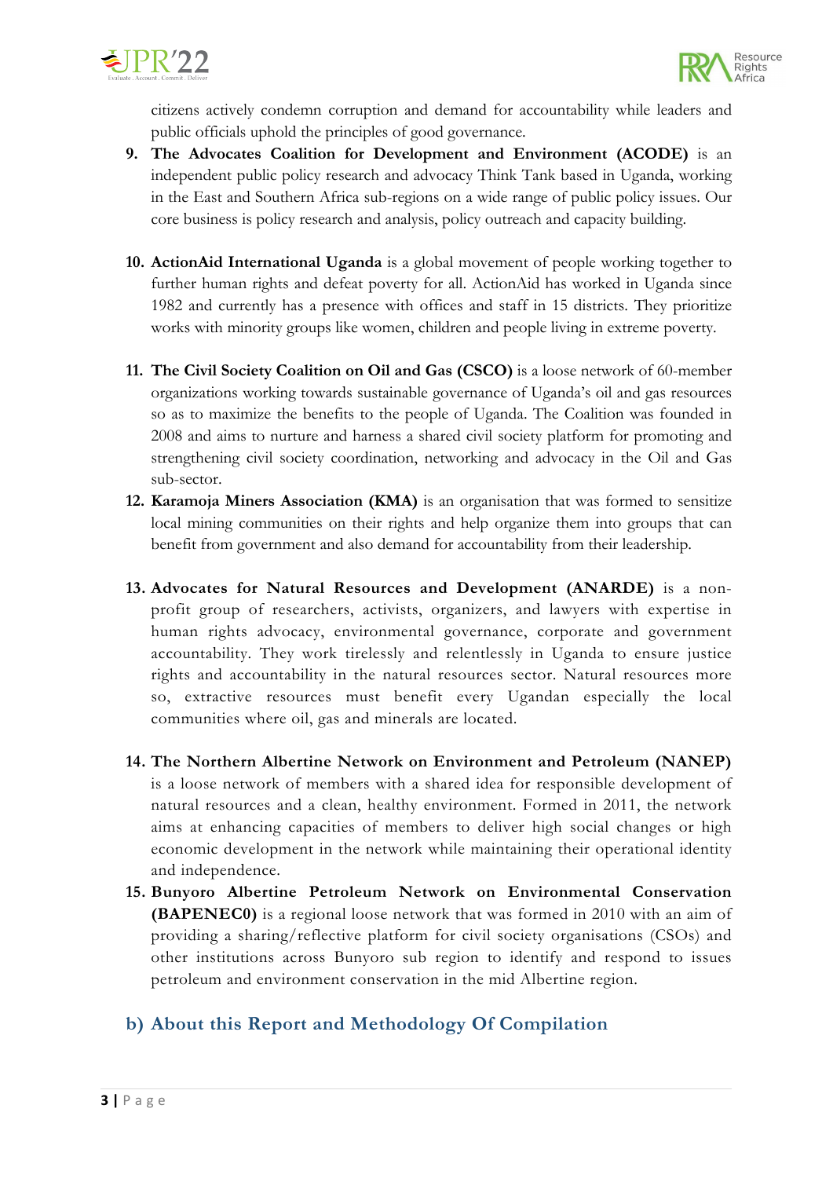citizens actively condemn corruption and demand for accountability while leaders and public officials uphold the principles of good governance.

9. **The Advocates Coalition for Development and Environment (ACODE)** is an independent public policy research and advocacy Think Tank based in Uganda, working in the East and Southern Africa sub-regions on a wide range of public policy issues. Our core business is policy research and analysis, policy outreach and capacity building.

10. **ActionAid International Uganda** is a global movement of people working together to further human rights and defeat poverty for all. ActionAid has worked in Uganda since 1982 and currently has a presence with offices and staff in 15 districts. They prioritize works with minority groups like women, children and people living in extreme poverty.

11. **The Civil Society Coalition on Oil and Gas (CSCO)** is a loose network of 60-member organizations working towards sustainable governance of Uganda's oil and gas resources so as to maximize the benefits to the people of Uganda. The Coalition was founded in 2008 and aims to nurture and harness a shared civil society platform for promoting and strengthening civil society coordination, networking and advocacy in the Oil and Gas sub-sector.

12. **Karamoja Miners Association (KMA)** is an organisation that was formed to sensitize local mining communities on their rights and help organize them into groups that can benefit from government and also demand for accountability from their leadership.

13. **Advocates for Natural Resources and Development (ANARDE)** is a non-profit group of researchers, activists, organizers, and lawyers with expertise in human rights advocacy, environmental governance, corporate and government accountability. They work tirelessly and relentlessly in Uganda to ensure justice rights and accountability in the natural resources sector. Natural resources more so, extractive resources must benefit every Ugandan especially the local communities where oil, gas and minerals are located.

14. **The Northern Albertine Network on Environment and Petroleum (NANEP)** is a loose network of members with a shared idea for responsible development of natural resources and a clean, healthy environment. Formed in 2011, the network aims at enhancing capacities of members to deliver high social changes or high economic development in the network while maintaining their operational identity and independence.

15. **Bunyoro Albertine Petroleum Network on Environmental Conservation (BAPENEC0)** is a regional loose network that was formed in 2010 with an aim of providing a sharing/reflective platform for civil society organisations (CSOs) and other institutions across Bunyoro sub region to identify and respond to issues petroleum and environment conservation in the mid Albertine region.

## b) About this Report and Methodology Of Compilation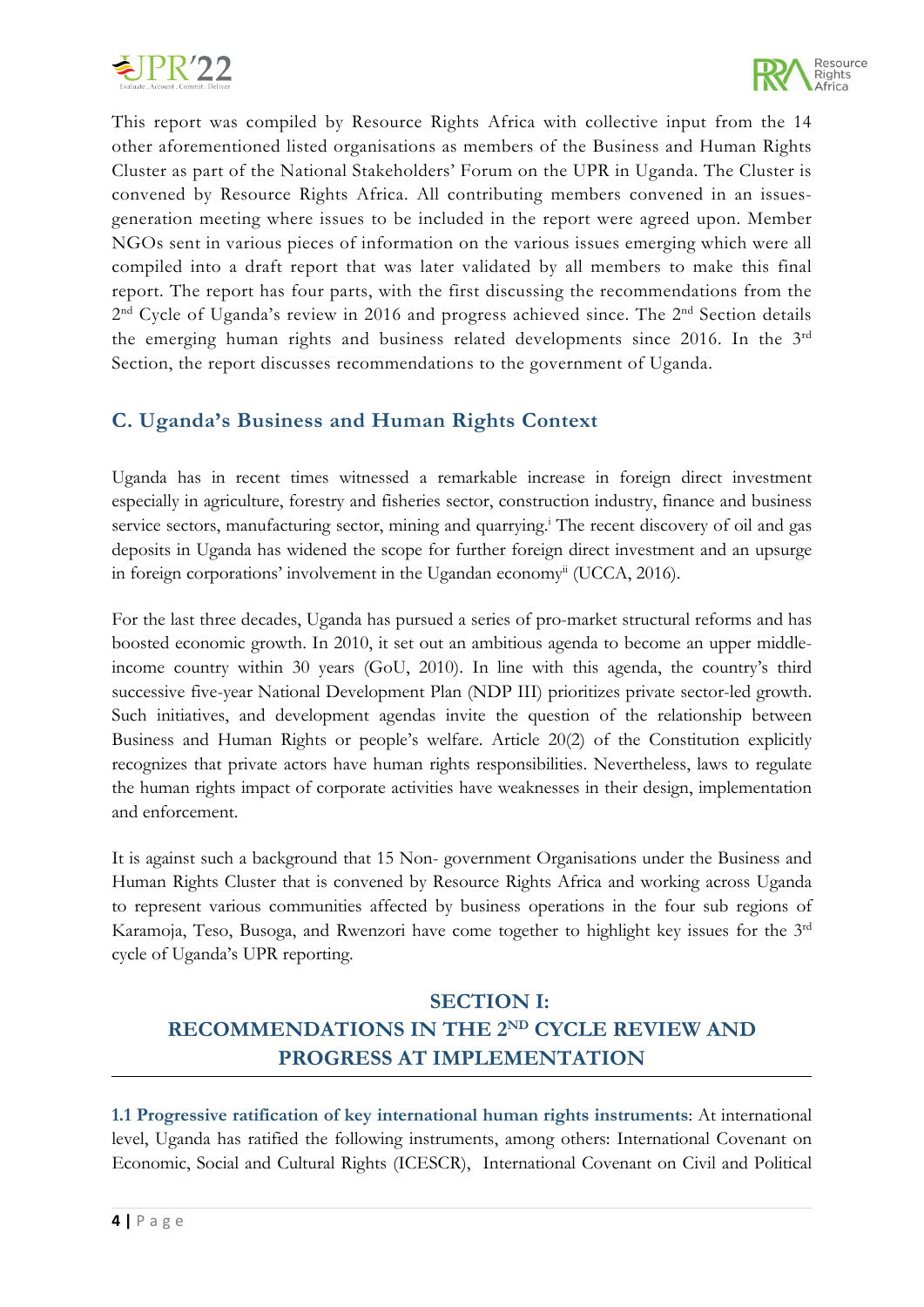This report was compiled by Resource Rights Africa with collective input from the 14 other aforementioned listed organisations as members of the Business and Human Rights Cluster as part of the National Stakeholders' Forum on the UPR in Uganda. The Cluster is convened by Resource Rights Africa. All contributing members convened in an issues-generation meeting where issues to be included in the report were agreed upon. Member NGOs sent in various pieces of information on the various issues emerging which were all compiled into a draft report that was later validated by all members to make this final report. The report has four parts, with the first discussing the recommendations from the 2nd Cycle of Uganda's review in 2016 and progress achieved since. The 2nd Section details the emerging human rights and business related developments since 2016. In the 3rd Section, the report discusses recommendations to the government of Uganda.

## C. Uganda's Business and Human Rights Context

Uganda has in recent times witnessed a remarkable increase in foreign direct investment especially in agriculture, forestry and fisheries sector, construction industry, finance and business service sectors, manufacturing sector, mining and quarrying.[i] The recent discovery of oil and gas deposits in Uganda has widened the scope for further foreign direct investment and an upsurge in foreign corporations' involvement in the Ugandan economy[ii] (UCCA, 2016).

For the last three decades, Uganda has pursued a series of pro-market structural reforms and has boosted economic growth. In 2010, it set out an ambitious agenda to become an upper middle-income country within 30 years (GoU, 2010). In line with this agenda, the country's third successive five-year National Development Plan (NDP III) prioritizes private sector-led growth. Such initiatives, and development agendas invite the question of the relationship between Business and Human Rights or people's welfare. Article 20(2) of the Constitution explicitly recognizes that private actors have human rights responsibilities. Nevertheless, laws to regulate the human rights impact of corporate activities have weaknesses in their design, implementation and enforcement.

It is against such a background that 15 Non- government Organisations under the Business and Human Rights Cluster that is convened by Resource Rights Africa and working across Uganda to represent various communities affected by business operations in the four sub regions of Karamoja, Teso, Busoga, and Rwenzori have come together to highlight key issues for the 3rd cycle of Uganda's UPR reporting.

## SECTION I: RECOMMENDATIONS IN THE 2ND CYCLE REVIEW AND PROGRESS AT IMPLEMENTATION

**1.1 Progressive ratification of key international human rights instruments**: At international level, Uganda has ratified the following instruments, among others: International Covenant on Economic, Social and Cultural Rights (ICESCR), International Covenant on Civil and Political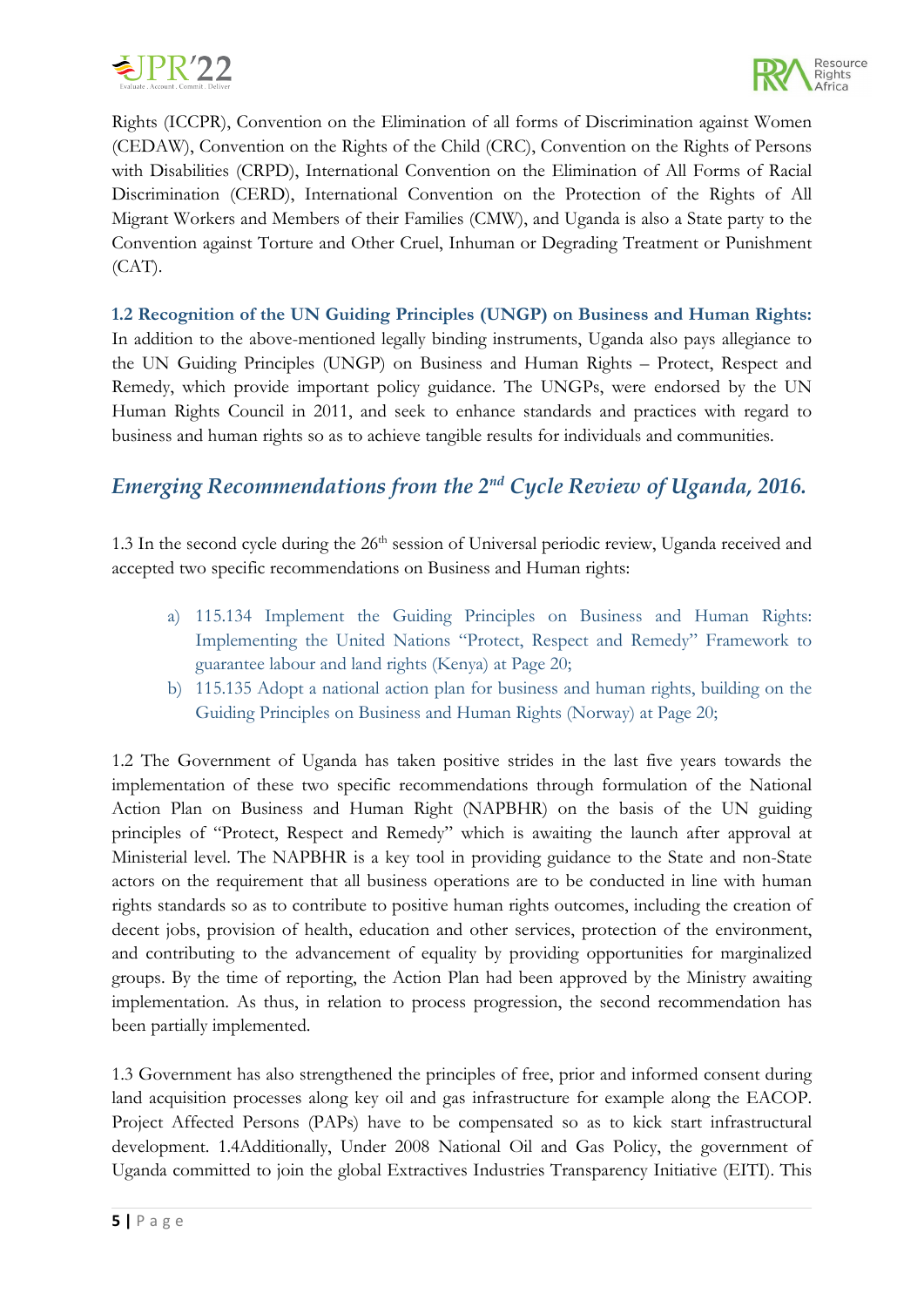Rights (ICCPR), Convention on the Elimination of all forms of Discrimination against Women (CEDAW), Convention on the Rights of the Child (CRC), Convention on the Rights of Persons with Disabilities (CRPD), International Convention on the Elimination of All Forms of Racial Discrimination (CERD), International Convention on the Protection of the Rights of All Migrant Workers and Members of their Families (CMW), and Uganda is also a State party to the Convention against Torture and Other Cruel, Inhuman or Degrading Treatment or Punishment (CAT).

**1.2 Recognition of the UN Guiding Principles (UNGP) on Business and Human Rights:** In addition to the above-mentioned legally binding instruments, Uganda also pays allegiance to the UN Guiding Principles (UNGP) on Business and Human Rights – Protect, Respect and Remedy, which provide important policy guidance. The UNGPs, were endorsed by the UN Human Rights Council in 2011, and seek to enhance standards and practices with regard to business and human rights so as to achieve tangible results for individuals and communities.

## *Emerging Recommendations from the 2nd Cycle Review of Uganda, 2016.*

1.3 In the second cycle during the 26th session of Universal periodic review, Uganda received and accepted two specific recommendations on Business and Human rights:

a) 115.134 Implement the Guiding Principles on Business and Human Rights: Implementing the United Nations "Protect, Respect and Remedy" Framework to guarantee labour and land rights (Kenya) at Page 20;
b) 115.135 Adopt a national action plan for business and human rights, building on the Guiding Principles on Business and Human Rights (Norway) at Page 20;

1.2 The Government of Uganda has taken positive strides in the last five years towards the implementation of these two specific recommendations through formulation of the National Action Plan on Business and Human Right (NAPBHR) on the basis of the UN guiding principles of "Protect, Respect and Remedy" which is awaiting the launch after approval at Ministerial level. The NAPBHR is a key tool in providing guidance to the State and non-State actors on the requirement that all business operations are to be conducted in line with human rights standards so as to contribute to positive human rights outcomes, including the creation of decent jobs, provision of health, education and other services, protection of the environment, and contributing to the advancement of equality by providing opportunities for marginalized groups. By the time of reporting, the Action Plan had been approved by the Ministry awaiting implementation. As thus, in relation to process progression, the second recommendation has been partially implemented.

1.3 Government has also strengthened the principles of free, prior and informed consent during land acquisition processes along key oil and gas infrastructure for example along the EACOP. Project Affected Persons (PAPs) have to be compensated so as to kick start infrastructural development. 1.4Additionally, Under 2008 National Oil and Gas Policy, the government of Uganda committed to join the global Extractives Industries Transparency Initiative (EITI). This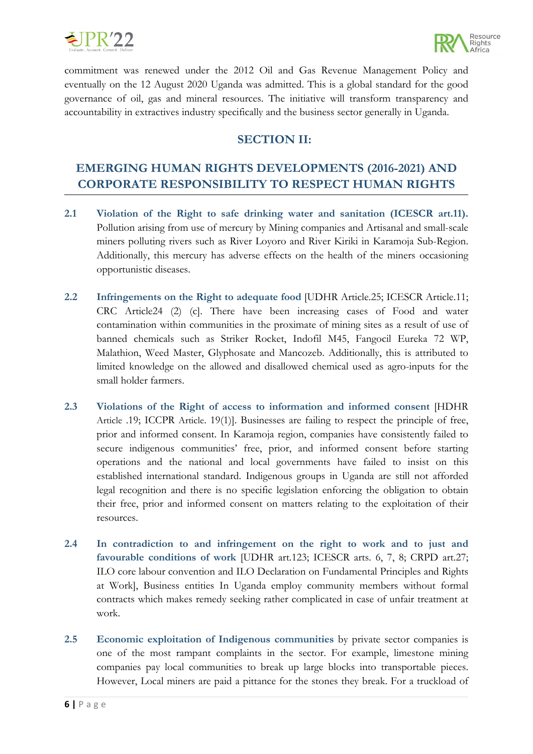commitment was renewed under the 2012 Oil and Gas Revenue Management Policy and eventually on the 12 August 2020 Uganda was admitted. This is a global standard for the good governance of oil, gas and mineral resources. The initiative will transform transparency and accountability in extractives industry specifically and the business sector generally in Uganda.

## SECTION II:

## EMERGING HUMAN RIGHTS DEVELOPMENTS (2016-2021) AND CORPORATE RESPONSIBILITY TO RESPECT HUMAN RIGHTS

**2.1 Violation of the Right to safe drinking water and sanitation (ICESCR art.11).** Pollution arising from use of mercury by Mining companies and Artisanal and small-scale miners polluting rivers such as River Loyoro and River Kiriki in Karamoja Sub-Region. Additionally, this mercury has adverse effects on the health of the miners occasioning opportunistic diseases.

**2.2 Infringements on the Right to adequate food** [UDHR Article.25; ICESCR Article.11; CRC Article24 (2) (c]. There have been increasing cases of Food and water contamination within communities in the proximate of mining sites as a result of use of banned chemicals such as Striker Rocket, Indofil M45, Fangocil Eureka 72 WP, Malathion, Weed Master, Glyphosate and Mancozeb. Additionally, this is attributed to limited knowledge on the allowed and disallowed chemical used as agro-inputs for the small holder farmers.

**2.3 Violations of the Right of access to information and informed consent** [HDHR Article .19; ICCPR Article. 19(1)]. Businesses are failing to respect the principle of free, prior and informed consent. In Karamoja region, companies have consistently failed to secure indigenous communities' free, prior, and informed consent before starting operations and the national and local governments have failed to insist on this established international standard. Indigenous groups in Uganda are still not afforded legal recognition and there is no specific legislation enforcing the obligation to obtain their free, prior and informed consent on matters relating to the exploitation of their resources.

**2.4 In contradiction to and infringement on the right to work and to just and favourable conditions of work** [UDHR art.123; ICESCR arts. 6, 7, 8; CRPD art.27; ILO core labour convention and ILO Declaration on Fundamental Principles and Rights at Work], Business entities In Uganda employ community members without formal contracts which makes remedy seeking rather complicated in case of unfair treatment at work.

**2.5 Economic exploitation of Indigenous communities** by private sector companies is one of the most rampant complaints in the sector. For example, limestone mining companies pay local communities to break up large blocks into transportable pieces. However, Local miners are paid a pittance for the stones they break. For a truckload of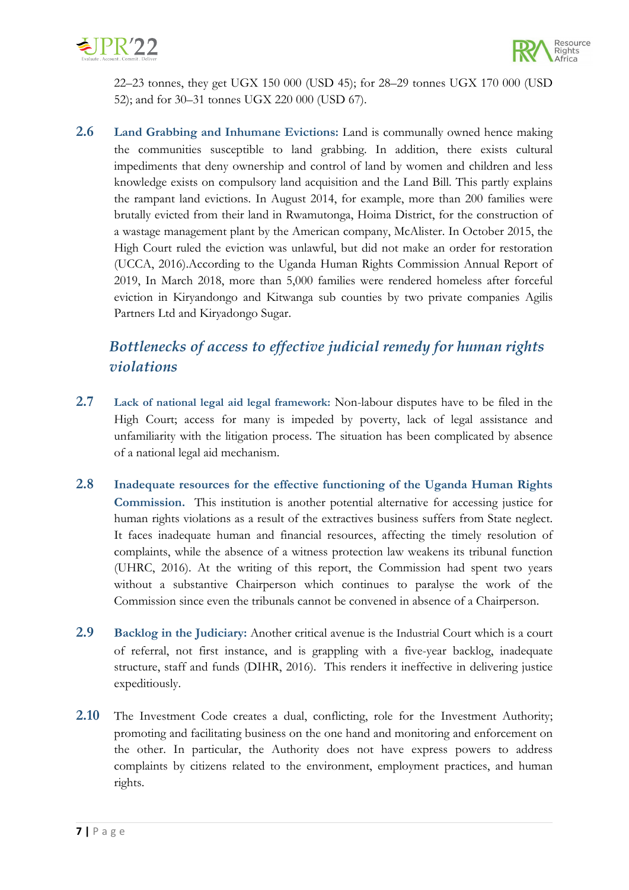22–23 tonnes, they get UGX 150 000 (USD 45); for 28–29 tonnes UGX 170 000 (USD 52); and for 30–31 tonnes UGX 220 000 (USD 67).

**2.6** **Land Grabbing and Inhumane Evictions:** Land is communally owned hence making the communities susceptible to land grabbing. In addition, there exists cultural impediments that deny ownership and control of land by women and children and less knowledge exists on compulsory land acquisition and the Land Bill. This partly explains the rampant land evictions. In August 2014, for example, more than 200 families were brutally evicted from their land in Rwamutonga, Hoima District, for the construction of a wastage management plant by the American company, McAlister. In October 2015, the High Court ruled the eviction was unlawful, but did not make an order for restoration (UCCA, 2016).According to the Uganda Human Rights Commission Annual Report of 2019, In March 2018, more than 5,000 families were rendered homeless after forceful eviction in Kiryandongo and Kitwanga sub counties by two private companies Agilis Partners Ltd and Kiryadongo Sugar.

## *Bottlenecks of access to effective judicial remedy for human rights violations*

**2.7** **Lack of national legal aid legal framework:** Non-labour disputes have to be filed in the High Court; access for many is impeded by poverty, lack of legal assistance and unfamiliarity with the litigation process. The situation has been complicated by absence of a national legal aid mechanism.

**2.8** **Inadequate resources for the effective functioning of the Uganda Human Rights Commission.** This institution is another potential alternative for accessing justice for human rights violations as a result of the extractives business suffers from State neglect. It faces inadequate human and financial resources, affecting the timely resolution of complaints, while the absence of a witness protection law weakens its tribunal function (UHRC, 2016). At the writing of this report, the Commission had spent two years without a substantive Chairperson which continues to paralyse the work of the Commission since even the tribunals cannot be convened in absence of a Chairperson.

**2.9** **Backlog in the Judiciary:** Another critical avenue is the Industrial Court which is a court of referral, not first instance, and is grappling with a five-year backlog, inadequate structure, staff and funds (DIHR, 2016). This renders it ineffective in delivering justice expeditiously.

**2.10** The Investment Code creates a dual, conflicting, role for the Investment Authority; promoting and facilitating business on the one hand and monitoring and enforcement on the other. In particular, the Authority does not have express powers to address complaints by citizens related to the environment, employment practices, and human rights.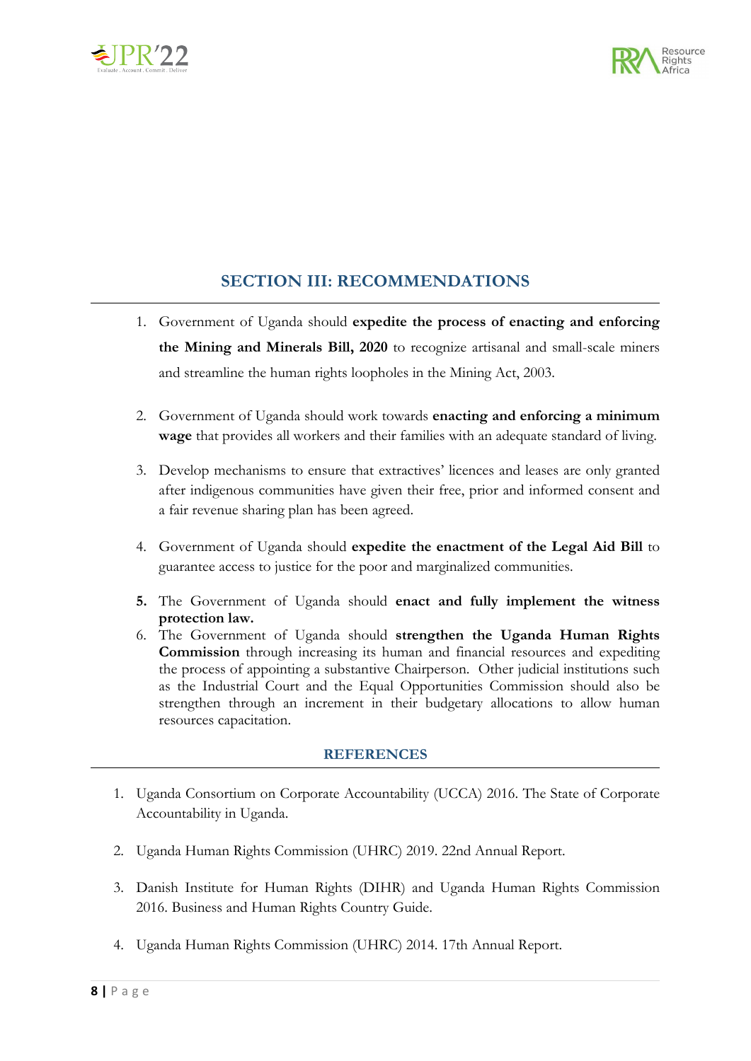## SECTION III: RECOMMENDATIONS

1. Government of Uganda should **expedite the process of enacting and enforcing the Mining and Minerals Bill, 2020** to recognize artisanal and small-scale miners and streamline the human rights loopholes in the Mining Act, 2003.

2. Government of Uganda should work towards **enacting and enforcing a minimum wage** that provides all workers and their families with an adequate standard of living.

3. Develop mechanisms to ensure that extractives' licences and leases are only granted after indigenous communities have given their free, prior and informed consent and a fair revenue sharing plan has been agreed.

4. Government of Uganda should **expedite the enactment of the Legal Aid Bill** to guarantee access to justice for the poor and marginalized communities.

5. The Government of Uganda should **enact and fully implement the witness protection law.**

6. The Government of Uganda should **strengthen the Uganda Human Rights Commission** through increasing its human and financial resources and expediting the process of appointing a substantive Chairperson. Other judicial institutions such as the Industrial Court and the Equal Opportunities Commission should also be strengthen through an increment in their budgetary allocations to allow human resources capacitation.

## REFERENCES

1. Uganda Consortium on Corporate Accountability (UCCA) 2016. The State of Corporate Accountability in Uganda.

2. Uganda Human Rights Commission (UHRC) 2019. 22nd Annual Report.

3. Danish Institute for Human Rights (DIHR) and Uganda Human Rights Commission 2016. Business and Human Rights Country Guide.

4. Uganda Human Rights Commission (UHRC) 2014. 17th Annual Report.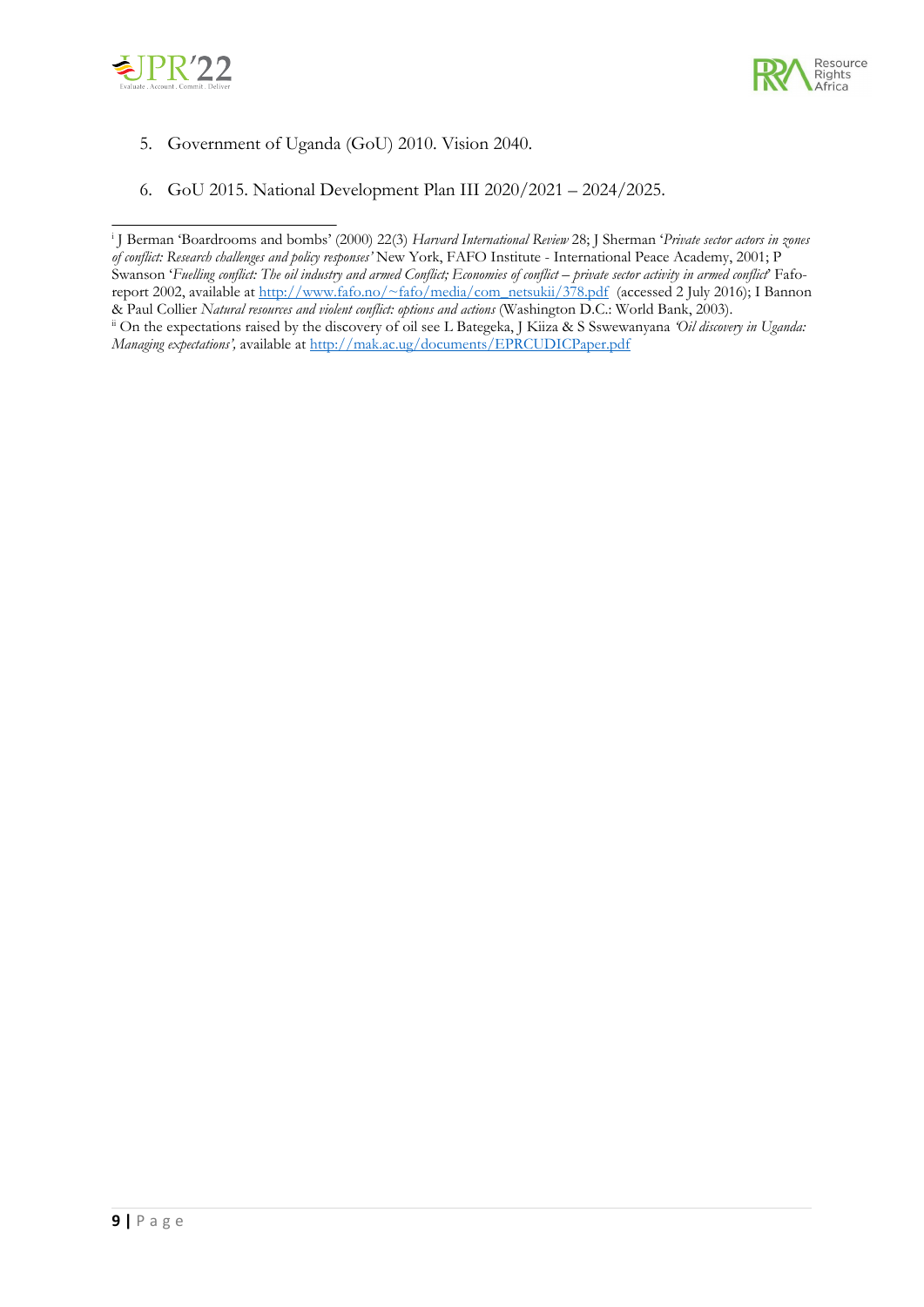5. Government of Uganda (GoU) 2010. Vision 2040.

6. GoU 2015. National Development Plan III 2020/2021 – 2024/2025.

---

[i] J Berman 'Boardrooms and bombs' (2000) 22(3) *Harvard International Review* 28; J Sherman '*Private sector actors in zones of conflict: Research challenges and policy responses'* New York, FAFO Institute - International Peace Academy, 2001; P Swanson '*Fuelling conflict: The oil industry and armed Conflict; Economies of conflict – private sector activity in armed conflict*' Fafo-report 2002, available at http://www.fafo.no/~fafo/media/com_netsukii/378.pdf (accessed 2 July 2016); I Bannon & Paul Collier *Natural resources and violent conflict: options and actions* (Washington D.C.: World Bank, 2003).

[ii] On the expectations raised by the discovery of oil see L Bategeka, J Kiiza & S Sswewanyana *'Oil discovery in Uganda: Managing expectations',* available at http://mak.ac.ug/documents/EPRCUDICPaper.pdf